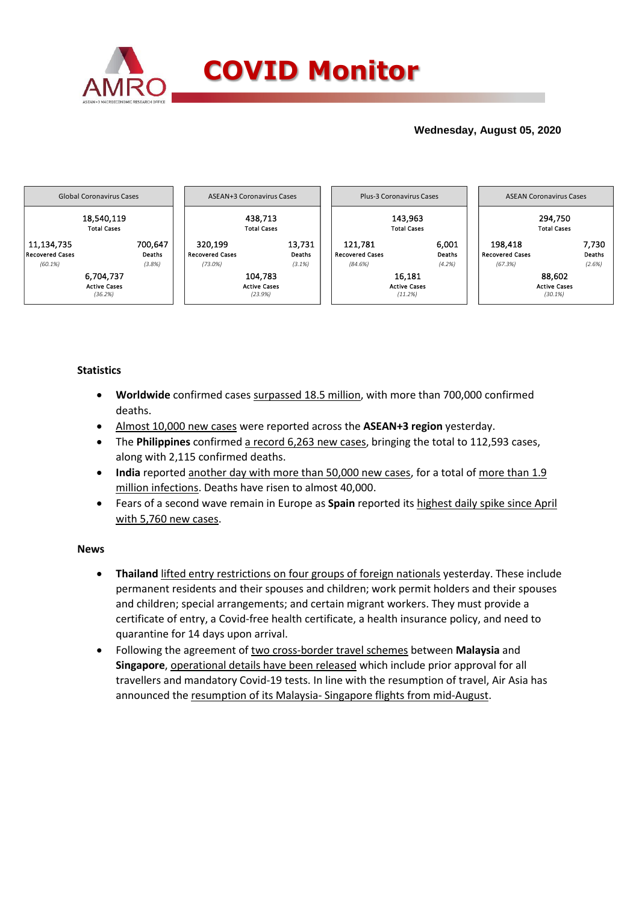# COVID Monitor

**Wednesday, August 05, 2020**

| Global Coronavirus Cases | | |
|---|---|---|
| | 18,540,119 Total Cases | |
| 11,134,735 Recovered Cases (60.1%) | | 700,647 Deaths (3.8%) |
| | 6,704,737 Active Cases (36.2%) | |

| ASEAN+3 Coronavirus Cases | | |
|---|---|---|
| | 438,713 Total Cases | |
| 320,199 Recovered Cases (73.0%) | | 13,731 Deaths (3.1%) |
| | 104,783 Active Cases (23.9%) | |

| Plus-3 Coronavirus Cases | | |
|---|---|---|
| | 143,963 Total Cases | |
| 121,781 Recovered Cases (84.6%) | | 6,001 Deaths (4.2%) |
| | 16,181 Active Cases (11.2%) | |

| ASEAN Coronavirus Cases | | |
|---|---|---|
| | 294,750 Total Cases | |
| 198,418 Recovered Cases (67.3%) | | 7,730 Deaths (2.6%) |
| | 88,602 Active Cases (30.1%) | |

## Statistics

- **Worldwide** confirmed cases surpassed 18.5 million, with more than 700,000 confirmed deaths.
- Almost 10,000 new cases were reported across the **ASEAN+3 region** yesterday.
- The **Philippines** confirmed a record 6,263 new cases, bringing the total to 112,593 cases, along with 2,115 confirmed deaths.
- **India** reported another day with more than 50,000 new cases, for a total of more than 1.9 million infections. Deaths have risen to almost 40,000.
- Fears of a second wave remain in Europe as **Spain** reported its highest daily spike since April with 5,760 new cases.

## News

- **Thailand** lifted entry restrictions on four groups of foreign nationals yesterday. These include permanent residents and their spouses and children; work permit holders and their spouses and children; special arrangements; and certain migrant workers. They must provide a certificate of entry, a Covid-free health certificate, a health insurance policy, and need to quarantine for 14 days upon arrival.
- Following the agreement of two cross-border travel schemes between **Malaysia** and **Singapore**, operational details have been released which include prior approval for all travellers and mandatory Covid-19 tests. In line with the resumption of travel, Air Asia has announced the resumption of its Malaysia- Singapore flights from mid-August.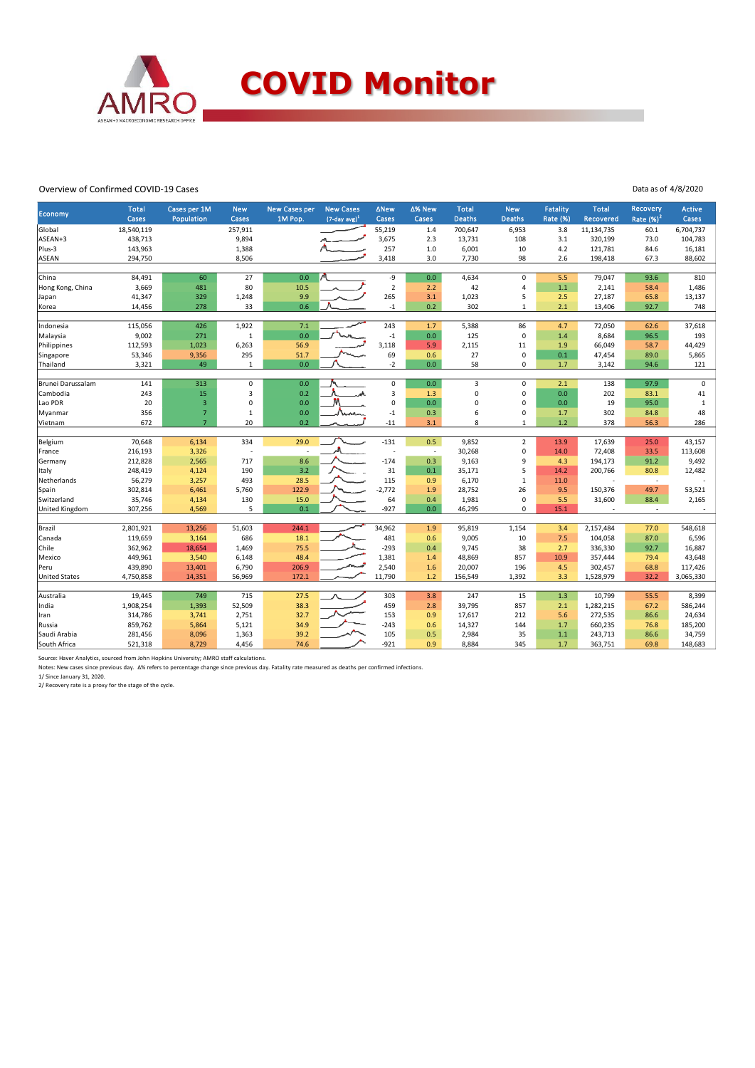# COVID Monitor

Overview of Confirmed COVID-19 Cases

Data as of 4/8/2020

| Economy | Total Cases | Cases per 1M Population | New Cases | New Cases per 1M Pop. | New Cases (7-day avg)[1] | ΔNew Cases | Δ% New Cases | Total Deaths | New Deaths | Fatality Rate (%) | Total Recovered | Recovery Rate (%)[2] | Active Cases |
|---|---|---|---|---|---|---|---|---|---|---|---|---|---|
| Global | 18,540,119 | | 257,911 | | | 55,219 | 1.4 | 700,647 | 6,953 | 3.8 | 11,134,735 | 60.1 | 6,704,737 |
| ASEAN+3 | 438,713 | | 9,894 | | | 3,675 | 2.3 | 13,731 | 108 | 3.1 | 320,199 | 73.0 | 104,783 |
| Plus-3 | 143,963 | | 1,388 | | | 257 | 1.0 | 6,001 | 10 | 4.2 | 121,781 | 84.6 | 16,181 |
| ASEAN | 294,750 | | 8,506 | | | 3,418 | 3.0 | 7,730 | 98 | 2.6 | 198,418 | 67.3 | 88,602 |
| | | | | | | | | | | | | | |
| China | 84,491 | 60 | 27 | 0.0 | | -9 | 0.0 | 4,634 | 0 | 5.5 | 79,047 | 93.6 | 810 |
| Hong Kong, China | 3,669 | 481 | 80 | 10.5 | | 2 | 2.2 | 42 | 4 | 1.1 | 2,141 | 58.4 | 1,486 |
| Japan | 41,347 | 329 | 1,248 | 9.9 | | 265 | 3.1 | 1,023 | 5 | 2.5 | 27,187 | 65.8 | 13,137 |
| Korea | 14,456 | 278 | 33 | 0.6 | | -1 | 0.2 | 302 | 1 | 2.1 | 13,406 | 92.7 | 748 |
| | | | | | | | | | | | | | |
| Indonesia | 115,056 | 426 | 1,922 | 7.1 | | 243 | 1.7 | 5,388 | 86 | 4.7 | 72,050 | 62.6 | 37,618 |
| Malaysia | 9,002 | 271 | 1 | 0.0 | | -1 | 0.0 | 125 | 0 | 1.4 | 8,684 | 96.5 | 193 |
| Philippines | 112,593 | 1,023 | 6,263 | 56.9 | | 3,118 | 5.9 | 2,115 | 11 | 1.9 | 66,049 | 58.7 | 44,429 |
| Singapore | 53,346 | 9,356 | 295 | 51.7 | | 69 | 0.6 | 27 | 0 | 0.1 | 47,454 | 89.0 | 5,865 |
| Thailand | 3,321 | 49 | 1 | 0.0 | | -2 | 0.0 | 58 | 0 | 1.7 | 3,142 | 94.6 | 121 |
| | | | | | | | | | | | | | |
| Brunei Darussalam | 141 | 313 | 0 | 0.0 | | 0 | 0.0 | 3 | 0 | 2.1 | 138 | 97.9 | 0 |
| Cambodia | 243 | 15 | 3 | 0.2 | | 3 | 1.3 | 0 | 0 | 0.0 | 202 | 83.1 | 41 |
| Lao PDR | 20 | 3 | 0 | 0.0 | | 0 | 0.0 | 0 | 0 | 0.0 | 19 | 95.0 | 1 |
| Myanmar | 356 | 7 | 1 | 0.0 | | -1 | 0.3 | 6 | 0 | 1.7 | 302 | 84.8 | 48 |
| Vietnam | 672 | 7 | 20 | 0.2 | | -11 | 3.1 | 8 | 1 | 1.2 | 378 | 56.3 | 286 |
| | | | | | | | | | | | | | |
| Belgium | 70,648 | 6,134 | 334 | 29.0 | | -131 | 0.5 | 9,852 | 2 | 13.9 | 17,639 | 25.0 | 43,157 |
| France | 216,193 | 3,326 | - | - | | - | - | 30,268 | 0 | 14.0 | 72,408 | 33.5 | 113,608 |
| Germany | 212,828 | 2,565 | 717 | 8.6 | | -174 | 0.3 | 9,163 | 9 | 4.3 | 194,173 | 91.2 | 9,492 |
| Italy | 248,419 | 4,124 | 190 | 3.2 | | 31 | 0.1 | 35,171 | 5 | 14.2 | 200,766 | 80.8 | 12,482 |
| Netherlands | 56,279 | 3,257 | 493 | 28.5 | | 115 | 0.9 | 6,170 | 1 | 11.0 | - | - | - |
| Spain | 302,814 | 6,461 | 5,760 | 122.9 | | -2,772 | 1.9 | 28,752 | 26 | 9.5 | 150,376 | 49.7 | 53,521 |
| Switzerland | 35,746 | 4,134 | 130 | 15.0 | | 64 | 0.4 | 1,981 | 0 | 5.5 | 31,600 | 88.4 | 2,165 |
| United Kingdom | 307,256 | 4,569 | 5 | 0.1 | | -927 | 0.0 | 46,295 | 0 | 15.1 | - | - | - |
| | | | | | | | | | | | | | |
| Brazil | 2,801,921 | 13,256 | 51,603 | 244.1 | | 34,962 | 1.9 | 95,819 | 1,154 | 3.4 | 2,157,484 | 77.0 | 548,618 |
| Canada | 119,659 | 3,164 | 686 | 18.1 | | 481 | 0.6 | 9,005 | 10 | 7.5 | 104,058 | 87.0 | 6,596 |
| Chile | 362,962 | 18,654 | 1,469 | 75.5 | | -293 | 0.4 | 9,745 | 38 | 2.7 | 336,330 | 92.7 | 16,887 |
| Mexico | 449,961 | 3,540 | 6,148 | 48.4 | | 1,381 | 1.4 | 48,869 | 857 | 10.9 | 357,444 | 79.4 | 43,648 |
| Peru | 439,890 | 13,401 | 6,790 | 206.9 | | 2,540 | 1.6 | 20,007 | 196 | 4.5 | 302,457 | 68.8 | 117,426 |
| United States | 4,750,858 | 14,351 | 56,969 | 172.1 | | 11,790 | 1.2 | 156,549 | 1,392 | 3.3 | 1,528,979 | 32.2 | 3,065,330 |
| | | | | | | | | | | | | | |
| Australia | 19,445 | 749 | 715 | 27.5 | | 303 | 3.8 | 247 | 15 | 1.3 | 10,799 | 55.5 | 8,399 |
| India | 1,908,254 | 1,393 | 52,509 | 38.3 | | 459 | 2.8 | 39,795 | 857 | 2.1 | 1,282,215 | 67.2 | 586,244 |
| Iran | 314,786 | 3,741 | 2,751 | 32.7 | | 153 | 0.9 | 17,617 | 212 | 5.6 | 272,535 | 86.6 | 24,634 |
| Russia | 859,762 | 5,864 | 5,121 | 34.9 | | -243 | 0.6 | 14,327 | 144 | 1.7 | 660,235 | 76.8 | 185,200 |
| Saudi Arabia | 281,456 | 8,096 | 1,363 | 39.2 | | 105 | 0.5 | 2,984 | 35 | 1.1 | 243,713 | 86.6 | 34,759 |
| South Africa | 521,318 | 8,729 | 4,456 | 74.6 | | -921 | 0.9 | 8,884 | 345 | 1.7 | 363,751 | 69.8 | 148,683 |

Source: Haver Analytics, sourced from John Hopkins University; AMRO staff calculations.

Notes: New cases since previous day. Δ% refers to percentage change since previous day. Fatality rate measured as deaths per confirmed infections.

1/ Since January 31, 2020.

2/ Recovery rate is a proxy for the stage of the cycle.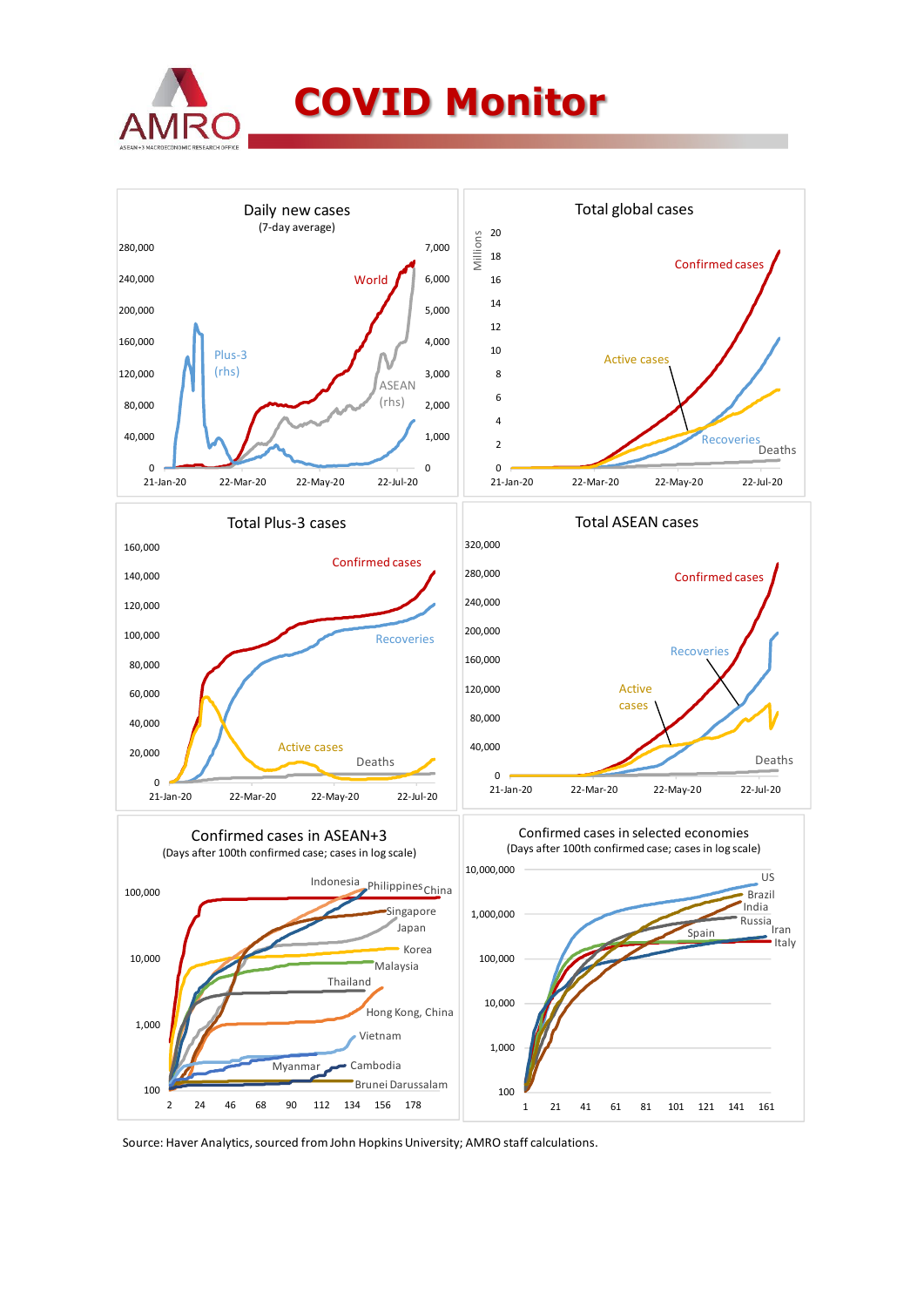AMRO
ASEAN+3 MACROECONOMIC RESEARCH OFFICE

# COVID Monitor

Daily new cases
(7-day average)

280,000
240,000
200,000
160,000
120,000
80,000
40,000
0

7,000
6,000
5,000
4,000
3,000
2,000
1,000
0

World
Plus-3 (rhs)
ASEAN (rhs)

21-Jan-20 22-Mar-20 22-May-20 22-Jul-20

Total global cases

Millions
20
18
16
14
12
10
8
6
4
2
0

Confirmed cases
Active cases
Recoveries
Deaths

21-Jan-20 22-Mar-20 22-May-20 22-Jul-20

Total Plus-3 cases

160,000
140,000
120,000
100,000
80,000
60,000
40,000
20,000
0

Confirmed cases
Recoveries
Active cases
Deaths

21-Jan-20 22-Mar-20 22-May-20 22-Jul-20

Total ASEAN cases

320,000
280,000
240,000
200,000
160,000
120,000
80,000
40,000
0

Confirmed cases
Recoveries
Active cases
Deaths

21-Jan-20 22-Mar-20 22-May-20 22-Jul-20

Confirmed cases in ASEAN+3
(Days after 100th confirmed case; cases in log scale)

100,000
10,000
1,000
100

Indonesia
Philippines
China
Singapore
Japan
Korea
Malaysia
Thailand
Hong Kong, China
Vietnam
Myanmar
Cambodia
Brunei Darussalam

2 24 46 68 90 112 134 156 178

Confirmed cases in selected economies
(Days after 100th confirmed case; cases in log scale)

10,000,000
1,000,000
100,000
10,000
1,000
100

US
Brazil
India
Russia
Spain
Iran
Italy

1 21 41 61 81 101 121 141 161

Source: Haver Analytics, sourced from John Hopkins University; AMRO staff calculations.